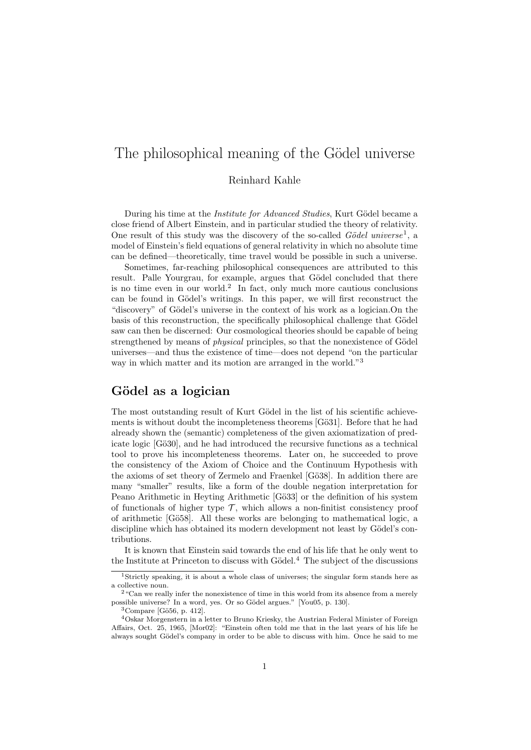# The philosophical meaning of the Gödel universe

Reinhard Kahle

During his time at the *Institute for Advanced Studies*, Kurt Gödel became a close friend of Albert Einstein, and in particular studied the theory of relativity. One result of this study was the discovery of the so-called *Gödel universe*[1], a model of Einstein's field equations of general relativity in which no absolute time can be defined—theoretically, time travel would be possible in such a universe.

Sometimes, far-reaching philosophical consequences are attributed to this result. Palle Yourgrau, for example, argues that Gödel concluded that there is no time even in our world.[2] In fact, only much more cautious conclusions can be found in Gödel's writings. In this paper, we will first reconstruct the "discovery" of Gödel's universe in the context of his work as a logician.On the basis of this reconstruction, the specifically philosophical challenge that Gödel saw can then be discerned: Our cosmological theories should be capable of being strengthened by means of *physical* principles, so that the nonexistence of Gödel universes—and thus the existence of time—does not depend "on the particular way in which matter and its motion are arranged in the world."[3]

## Gödel as a logician

The most outstanding result of Kurt Gödel in the list of his scientific achievements is without doubt the incompleteness theorems [Gö31]. Before that he had already shown the (semantic) completeness of the given axiomatization of predicate logic [Gö30], and he had introduced the recursive functions as a technical tool to prove his incompleteness theorems. Later on, he succeeded to prove the consistency of the Axiom of Choice and the Continuum Hypothesis with the axioms of set theory of Zermelo and Fraenkel [Gö38]. In addition there are many "smaller" results, like a form of the double negation interpretation for Peano Arithmetic in Heyting Arithmetic [Gö33] or the definition of his system of functionals of higher type $\mathcal{T}$, which allows a non-finitist consistency proof of arithmetic [Gö58]. All these works are belonging to mathematical logic, a discipline which has obtained its modern development not least by Gödel's contributions.

It is known that Einstein said towards the end of his life that he only went to the Institute at Princeton to discuss with Gödel.[4] The subject of the discussions

---

[1] Strictly speaking, it is about a whole class of universes; the singular form stands here as a collective noun.

[2] "Can we really infer the nonexistence of time in this world from its absence from a merely possible universe? In a word, yes. Or so Gödel argues." [You05, p. 130].

[3] Compare [Gö56, p. 412].

[4] Oskar Morgenstern in a letter to Bruno Kriesky, the Austrian Federal Minister of Foreign Affairs, Oct. 25, 1965, [Mor02]: "Einstein often told me that in the last years of his life he always sought Gödel's company in order to be able to discuss with him. Once he said to me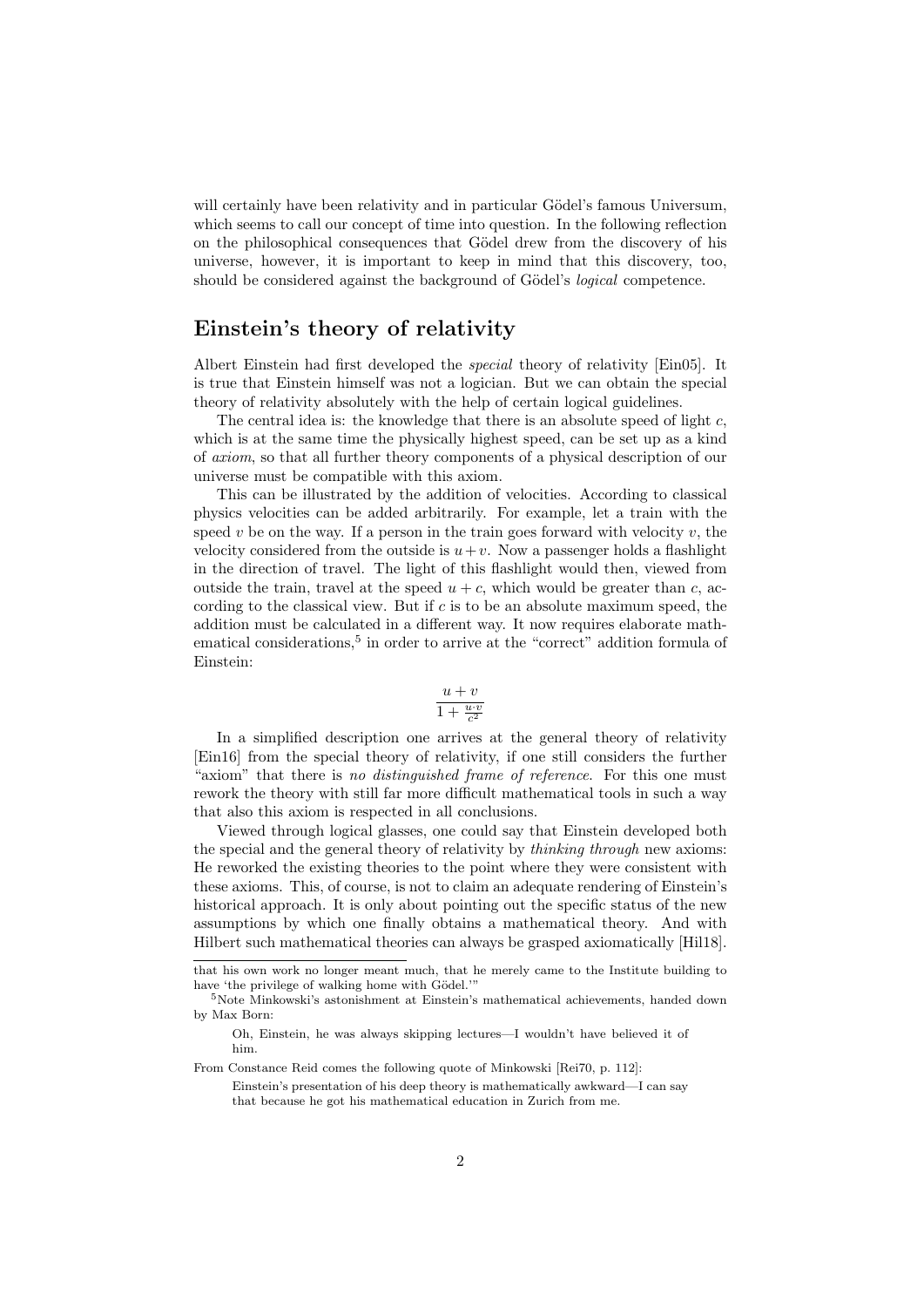will certainly have been relativity and in particular Gödel's famous Universum, which seems to call our concept of time into question. In the following reflection on the philosophical consequences that Gödel drew from the discovery of his universe, however, it is important to keep in mind that this discovery, too, should be considered against the background of Gödel's *logical* competence.

## Einstein's theory of relativity

Albert Einstein had first developed the *special* theory of relativity [Ein05]. It is true that Einstein himself was not a logician. But we can obtain the special theory of relativity absolutely with the help of certain logical guidelines.

The central idea is: the knowledge that there is an absolute speed of light $c$, which is at the same time the physically highest speed, can be set up as a kind of *axiom*, so that all further theory components of a physical description of our universe must be compatible with this axiom.

This can be illustrated by the addition of velocities. According to classical physics velocities can be added arbitrarily. For example, let a train with the speed $v$ be on the way. If a person in the train goes forward with velocity $v$, the velocity considered from the outside is $u + v$. Now a passenger holds a flashlight in the direction of travel. The light of this flashlight would then, viewed from outside the train, travel at the speed $u + c$, which would be greater than $c$, according to the classical view. But if $c$ is to be an absolute maximum speed, the addition must be calculated in a different way. It now requires elaborate mathematical considerations,[5] in order to arrive at the "correct" addition formula of Einstein:

$$\frac{u+v}{1+\frac{u \cdot v}{c^2}}$$

In a simplified description one arrives at the general theory of relativity [Ein16] from the special theory of relativity, if one still considers the further "axiom" that there is *no distinguished frame of reference.* For this one must rework the theory with still far more difficult mathematical tools in such a way that also this axiom is respected in all conclusions.

Viewed through logical glasses, one could say that Einstein developed both the special and the general theory of relativity by *thinking through* new axioms: He reworked the existing theories to the point where they were consistent with these axioms. This, of course, is not to claim an adequate rendering of Einstein's historical approach. It is only about pointing out the specific status of the new assumptions by which one finally obtains a mathematical theory. And with Hilbert such mathematical theories can always be grasped axiomatically [Hil18].

---

that his own work no longer meant much, that he merely came to the Institute building to have 'the privilege of walking home with Gödel.'"

[5] Note Minkowski's astonishment at Einstein's mathematical achievements, handed down by Max Born:

> Oh, Einstein, he was always skipping lectures—I wouldn't have believed it of him.

From Constance Reid comes the following quote of Minkowski [Rei70, p. 112]:

> Einstein's presentation of his deep theory is mathematically awkward—I can say that because he got his mathematical education in Zurich from me.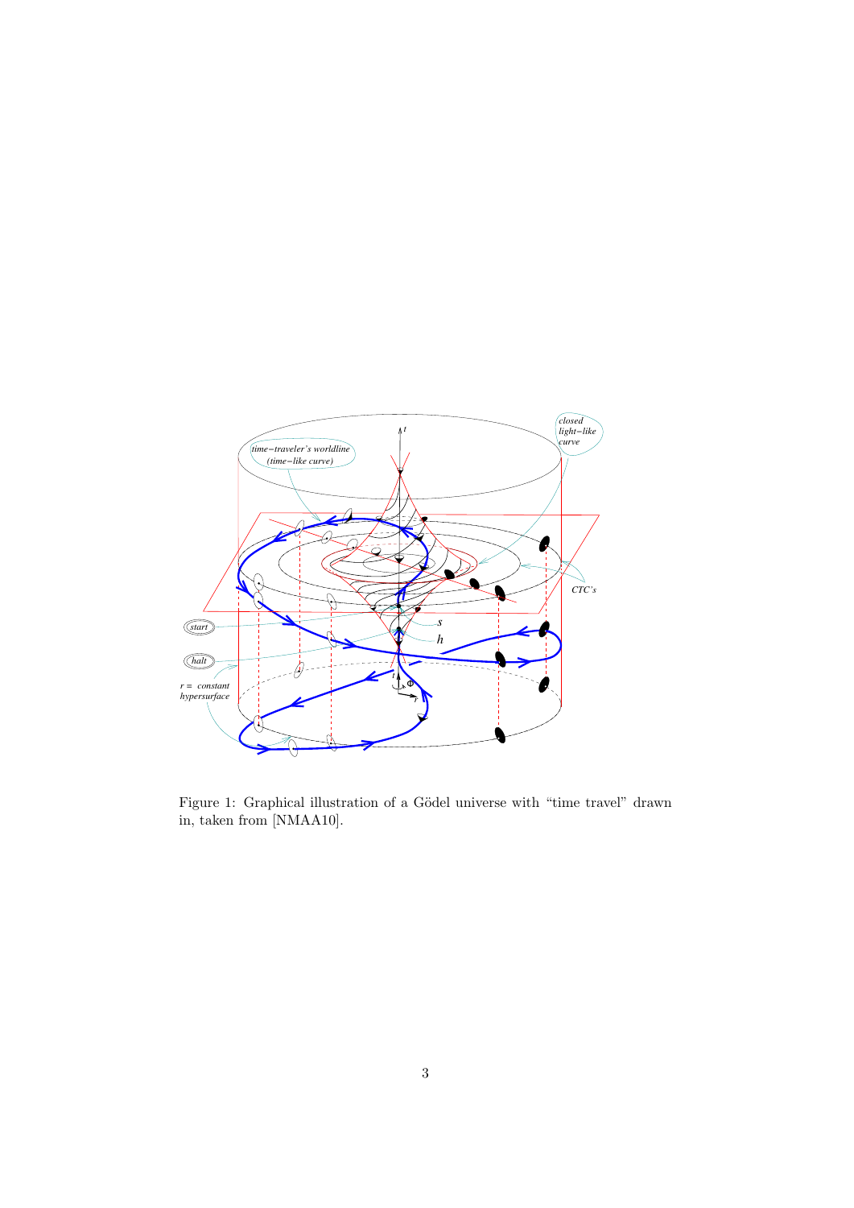Figure 1: Graphical illustration of a Gödel universe with "time travel" drawn in, taken from [NMAA10].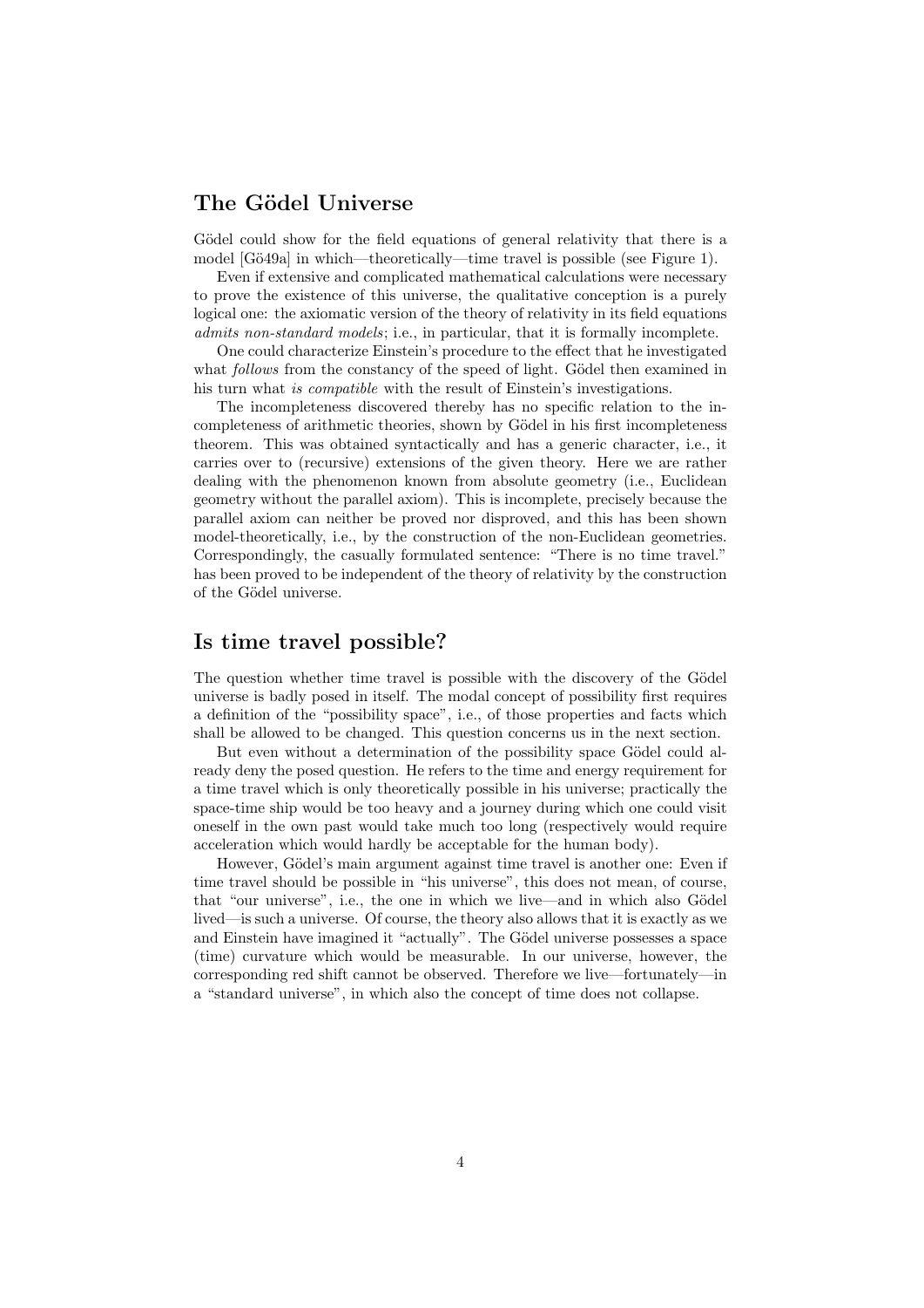## The Gödel Universe

Gödel could show for the field equations of general relativity that there is a model [Gö49a] in which—theoretically—time travel is possible (see Figure 1).

Even if extensive and complicated mathematical calculations were necessary to prove the existence of this universe, the qualitative conception is a purely logical one: the axiomatic version of the theory of relativity in its field equations *admits non-standard models*; i.e., in particular, that it is formally incomplete.

One could characterize Einstein's procedure to the effect that he investigated what *follows* from the constancy of the speed of light. Gödel then examined in his turn what *is compatible* with the result of Einstein's investigations.

The incompleteness discovered thereby has no specific relation to the incompleteness of arithmetic theories, shown by Gödel in his first incompleteness theorem. This was obtained syntactically and has a generic character, i.e., it carries over to (recursive) extensions of the given theory. Here we are rather dealing with the phenomenon known from absolute geometry (i.e., Euclidean geometry without the parallel axiom). This is incomplete, precisely because the parallel axiom can neither be proved nor disproved, and this has been shown model-theoretically, i.e., by the construction of the non-Euclidean geometries. Correspondingly, the casually formulated sentence: "There is no time travel." has been proved to be independent of the theory of relativity by the construction of the Gödel universe.

## Is time travel possible?

The question whether time travel is possible with the discovery of the Gödel universe is badly posed in itself. The modal concept of possibility first requires a definition of the "possibility space", i.e., of those properties and facts which shall be allowed to be changed. This question concerns us in the next section.

But even without a determination of the possibility space Gödel could already deny the posed question. He refers to the time and energy requirement for a time travel which is only theoretically possible in his universe; practically the space-time ship would be too heavy and a journey during which one could visit oneself in the own past would take much too long (respectively would require acceleration which would hardly be acceptable for the human body).

However, Gödel's main argument against time travel is another one: Even if time travel should be possible in "his universe", this does not mean, of course, that "our universe", i.e., the one in which we live—and in which also Gödel lived—is such a universe. Of course, the theory also allows that it is exactly as we and Einstein have imagined it "actually". The Gödel universe possesses a space (time) curvature which would be measurable. In our universe, however, the corresponding red shift cannot be observed. Therefore we live—fortunately—in a "standard universe", in which also the concept of time does not collapse.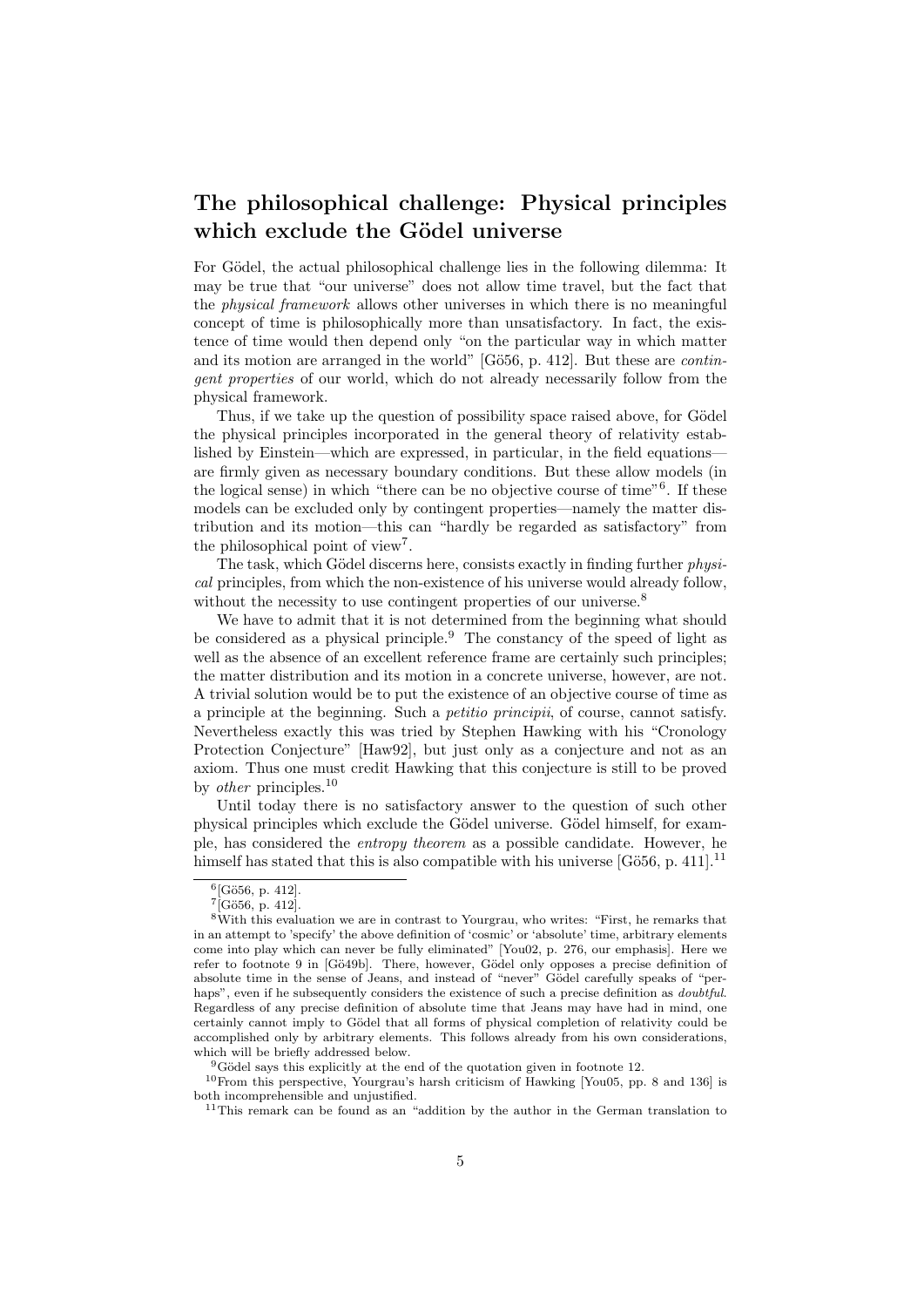## The philosophical challenge: Physical principles which exclude the Gödel universe

For Gödel, the actual philosophical challenge lies in the following dilemma: It may be true that "our universe" does not allow time travel, but the fact that the *physical framework* allows other universes in which there is no meaningful concept of time is philosophically more than unsatisfactory. In fact, the existence of time would then depend only "on the particular way in which matter and its motion are arranged in the world" [Gö56, p. 412]. But these are *contingent properties* of our world, which do not already necessarily follow from the physical framework.

Thus, if we take up the question of possibility space raised above, for Gödel the physical principles incorporated in the general theory of relativity established by Einstein—which are expressed, in particular, in the field equations—are firmly given as necessary boundary conditions. But these allow models (in the logical sense) in which "there can be no objective course of time"[6]. If these models can be excluded only by contingent properties—namely the matter distribution and its motion—this can "hardly be regarded as satisfactory" from the philosophical point of view[7].

The task, which Gödel discerns here, consists exactly in finding further *physical* principles, from which the non-existence of his universe would already follow, without the necessity to use contingent properties of our universe.[8]

We have to admit that it is not determined from the beginning what should be considered as a physical principle.[9] The constancy of the speed of light as well as the absence of an excellent reference frame are certainly such principles; the matter distribution and its motion in a concrete universe, however, are not. A trivial solution would be to put the existence of an objective course of time as a principle at the beginning. Such a *petitio principii*, of course, cannot satisfy. Nevertheless exactly this was tried by Stephen Hawking with his "Cronology Protection Conjecture" [Haw92], but just only as a conjecture and not as an axiom. Thus one must credit Hawking that this conjecture is still to be proved by *other* principles.[10]

Until today there is no satisfactory answer to the question of such other physical principles which exclude the Gödel universe. Gödel himself, for example, has considered the *entropy theorem* as a possible candidate. However, he himself has stated that this is also compatible with his universe [Gö56, p. 411].[11]

---

[6] [Gö56, p. 412].

[7] [Gö56, p. 412].

[8] With this evaluation we are in contrast to Yourgrau, who writes: "First, he remarks that in an attempt to 'specify' the above definition of 'cosmic' or 'absolute' time, arbitrary elements come into play which can never be fully eliminated" [You02, p. 276, our emphasis]. Here we refer to footnote 9 in [Gö49b]. There, however, Gödel only opposes a precise definition of absolute time in the sense of Jeans, and instead of "never" Gödel carefully speaks of "perhaps", even if he subsequently considers the existence of such a precise definition as *doubtful*. Regardless of any precise definition of absolute time that Jeans may have had in mind, one certainly cannot imply to Gödel that all forms of physical completion of relativity could be accomplished only by arbitrary elements. This follows already from his own considerations, which will be briefly addressed below.

[9] Gödel says this explicitly at the end of the quotation given in footnote 12.

[10] From this perspective, Yourgrau's harsh criticism of Hawking [You05, pp. 8 and 136] is both incomprehensible and unjustified.

[11] This remark can be found as an "addition by the author in the German translation to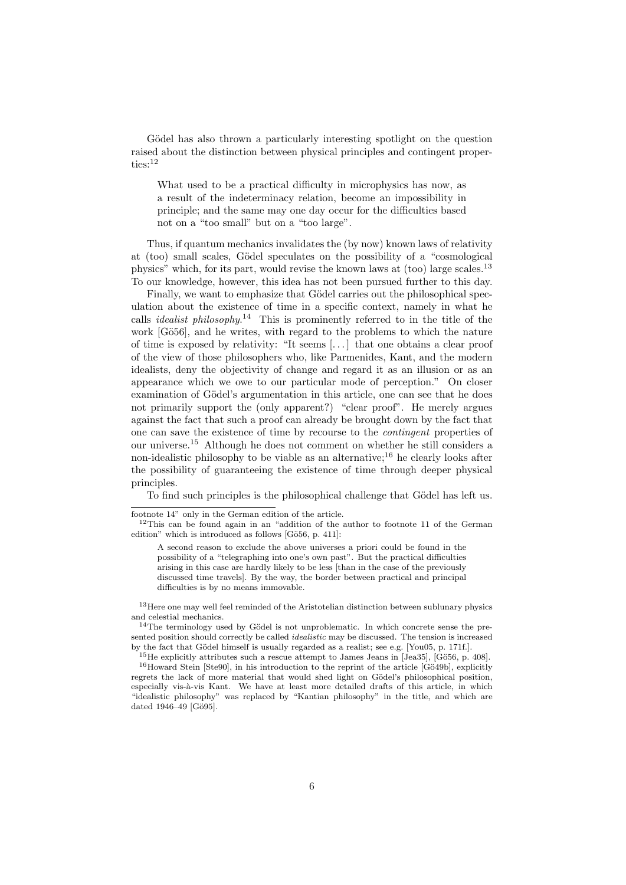Gödel has also thrown a particularly interesting spotlight on the question raised about the distinction between physical principles and contingent properties:[12]

> What used to be a practical difficulty in microphysics has now, as a result of the indeterminacy relation, become an impossibility in principle; and the same may one day occur for the difficulties based not on a "too small" but on a "too large".

Thus, if quantum mechanics invalidates the (by now) known laws of relativity at (too) small scales, Gödel speculates on the possibility of a "cosmological physics" which, for its part, would revise the known laws at (too) large scales.[13] To our knowledge, however, this idea has not been pursued further to this day.

Finally, we want to emphasize that Gödel carries out the philosophical speculation about the existence of time in a specific context, namely in what he calls *idealist philosophy*.[14] This is prominently referred to in the title of the work [Gö56], and he writes, with regard to the problems to which the nature of time is exposed by relativity: "It seems [...] that one obtains a clear proof of the view of those philosophers who, like Parmenides, Kant, and the modern idealists, deny the objectivity of change and regard it as an illusion or as an appearance which we owe to our particular mode of perception." On closer examination of Gödel's argumentation in this article, one can see that he does not primarily support the (only apparent?) "clear proof". He merely argues against the fact that such a proof can already be brought down by the fact that one can save the existence of time by recourse to the *contingent* properties of our universe.[15] Although he does not comment on whether he still considers a non-idealistic philosophy to be viable as an alternative;[16] he clearly looks after the possibility of guaranteeing the existence of time through deeper physical principles.

To find such principles is the philosophical challenge that Gödel has left us.

---

footnote 14" only in the German edition of the article.

[12] This can be found again in an "addition of the author to footnote 11 of the German edition" which is introduced as follows [Gö56, p. 411]:

> A second reason to exclude the above universes a priori could be found in the possibility of a "telegraphing into one's own past". But the practical difficulties arising in this case are hardly likely to be less [than in the case of the previously discussed time travels]. By the way, the border between practical and principal difficulties is by no means immovable.

[13] Here one may well feel reminded of the Aristotelian distinction between sublunary physics and celestial mechanics.

[14] The terminology used by Gödel is not unproblematic. In which concrete sense the presented position should correctly be called *idealistic* may be discussed. The tension is increased by the fact that Gödel himself is usually regarded as a realist; see e.g. [You05, p. 171f.].

[15] He explicitly attributes such a rescue attempt to James Jeans in [Jea35], [Gö56, p. 408].

[16] Howard Stein [Ste90], in his introduction to the reprint of the article [Gö49b], explicitly regrets the lack of more material that would shed light on Gödel's philosophical position, especially vis-à-vis Kant. We have at least more detailed drafts of this article, in which "idealistic philosophy" was replaced by "Kantian philosophy" in the title, and which are dated 1946–49 [Gö95].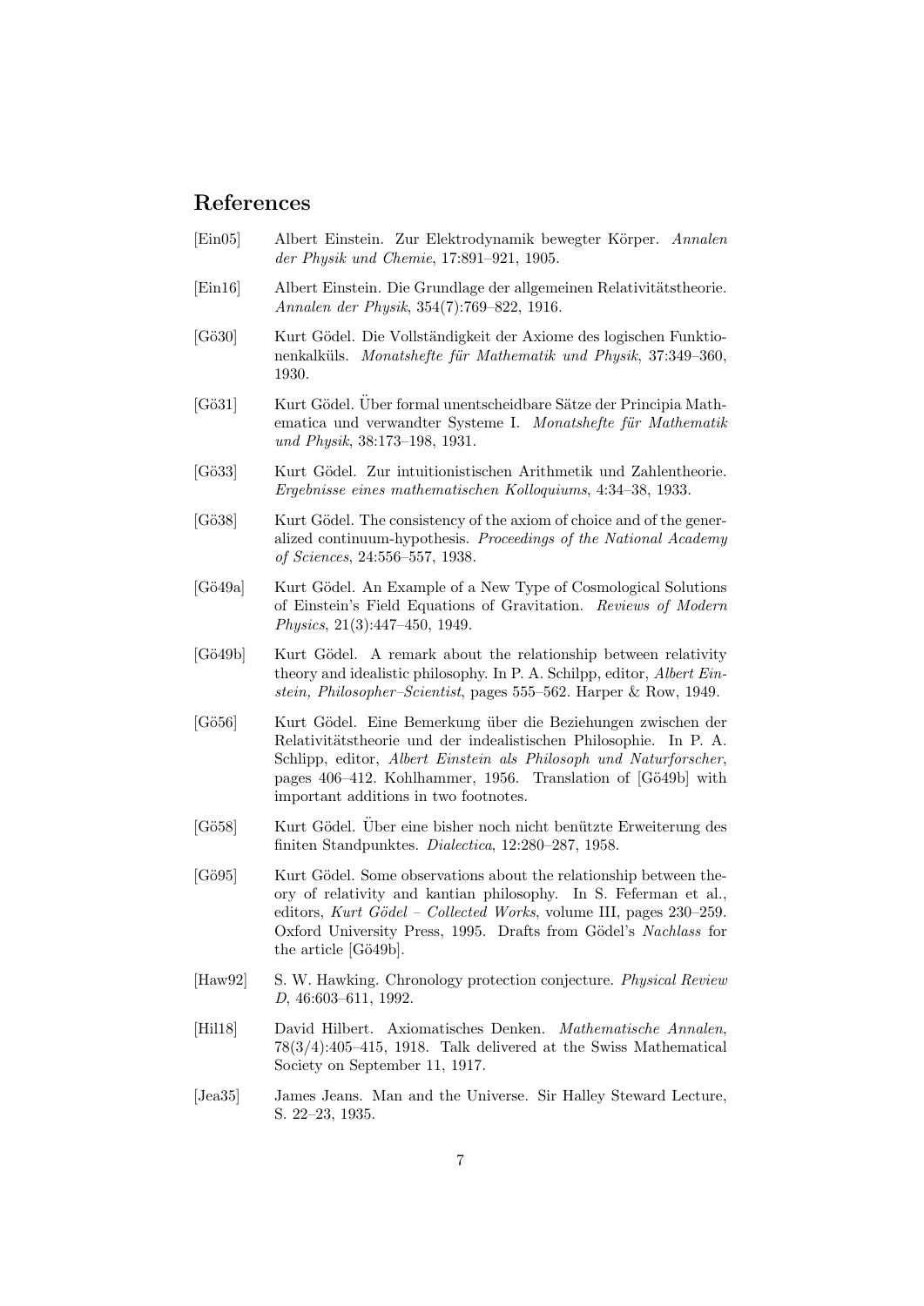## References

[Ein05] Albert Einstein. Zur Elektrodynamik bewegter Körper. *Annalen der Physik und Chemie*, 17:891–921, 1905.

[Ein16] Albert Einstein. Die Grundlage der allgemeinen Relativitätstheorie. *Annalen der Physik*, 354(7):769–822, 1916.

[Gö30] Kurt Gödel. Die Vollständigkeit der Axiome des logischen Funktionenkalküls. *Monatshefte für Mathematik und Physik*, 37:349–360, 1930.

[Gö31] Kurt Gödel. Über formal unentscheidbare Sätze der Principia Mathematica und verwandter Systeme I. *Monatshefte für Mathematik und Physik*, 38:173–198, 1931.

[Gö33] Kurt Gödel. Zur intuitionistischen Arithmetik und Zahlentheorie. *Ergebnisse eines mathematischen Kolloquiums*, 4:34–38, 1933.

[Gö38] Kurt Gödel. The consistency of the axiom of choice and of the generalized continuum-hypothesis. *Proceedings of the National Academy of Sciences*, 24:556–557, 1938.

[Gö49a] Kurt Gödel. An Example of a New Type of Cosmological Solutions of Einstein's Field Equations of Gravitation. *Reviews of Modern Physics*, 21(3):447–450, 1949.

[Gö49b] Kurt Gödel. A remark about the relationship between relativity theory and idealistic philosophy. In P. A. Schilpp, editor, *Albert Einstein, Philosopher–Scientist*, pages 555–562. Harper & Row, 1949.

[Gö56] Kurt Gödel. Eine Bemerkung über die Beziehungen zwischen der Relativitätstheorie und der indealistischen Philosophie. In P. A. Schlipp, editor, *Albert Einstein als Philosoph und Naturforscher*, pages 406–412. Kohlhammer, 1956. Translation of [Gö49b] with important additions in two footnotes.

[Gö58] Kurt Gödel. Über eine bisher noch nicht benützte Erweiterung des finiten Standpunktes. *Dialectica*, 12:280–287, 1958.

[Gö95] Kurt Gödel. Some observations about the relationship between theory of relativity and kantian philosophy. In S. Feferman et al., editors, *Kurt Gödel – Collected Works*, volume III, pages 230–259. Oxford University Press, 1995. Drafts from Gödel's *Nachlass* for the article [Gö49b].

[Haw92] S. W. Hawking. Chronology protection conjecture. *Physical Review D*, 46:603–611, 1992.

[Hil18] David Hilbert. Axiomatisches Denken. *Mathematische Annalen*, 78(3/4):405–415, 1918. Talk delivered at the Swiss Mathematical Society on September 11, 1917.

[Jea35] James Jeans. Man and the Universe. Sir Halley Steward Lecture, S. 22–23, 1935.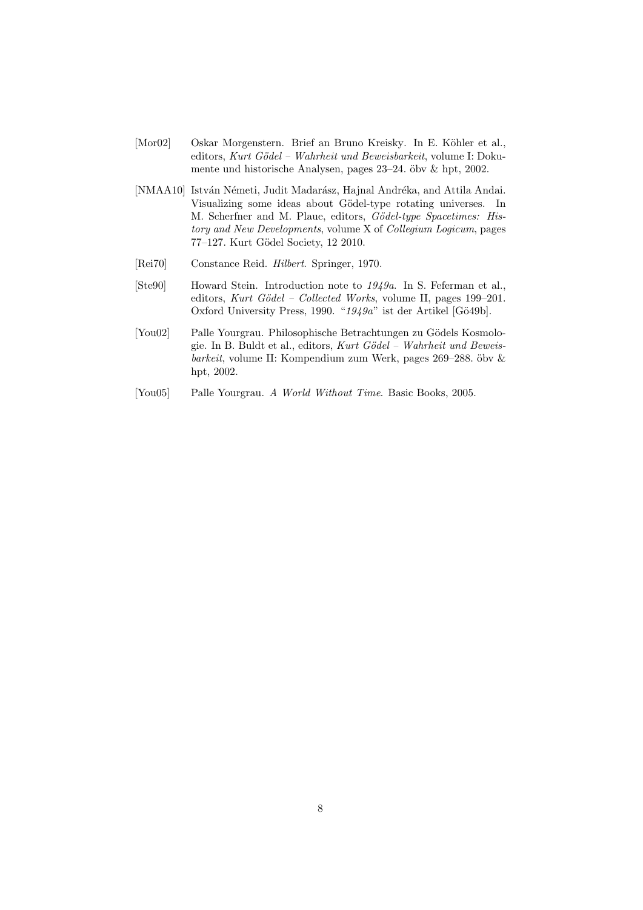[Mor02] Oskar Morgenstern. Brief an Bruno Kreisky. In E. Köhler et al., editors, *Kurt Gödel – Wahrheit und Beweisbarkeit*, volume I: Dokumente und historische Analysen, pages 23–24. öbv & hpt, 2002.

[NMAA10] István Németi, Judit Madarász, Hajnal Andréka, and Attila Andai. Visualizing some ideas about Gödel-type rotating universes. In M. Scherfner and M. Plaue, editors, *Gödel-type Spacetimes: History and New Developments*, volume X of *Collegium Logicum*, pages 77–127. Kurt Gödel Society, 12 2010.

[Rei70] Constance Reid. *Hilbert*. Springer, 1970.

[Ste90] Howard Stein. Introduction note to *1949a*. In S. Feferman et al., editors, *Kurt Gödel – Collected Works*, volume II, pages 199–201. Oxford University Press, 1990. "*1949a*" ist der Artikel [Gö49b].

[You02] Palle Yourgrau. Philosophische Betrachtungen zu Gödels Kosmologie. In B. Buldt et al., editors, *Kurt Gödel – Wahrheit und Beweisbarkeit*, volume II: Kompendium zum Werk, pages 269–288. öbv & hpt, 2002.

[You05] Palle Yourgrau. *A World Without Time*. Basic Books, 2005.